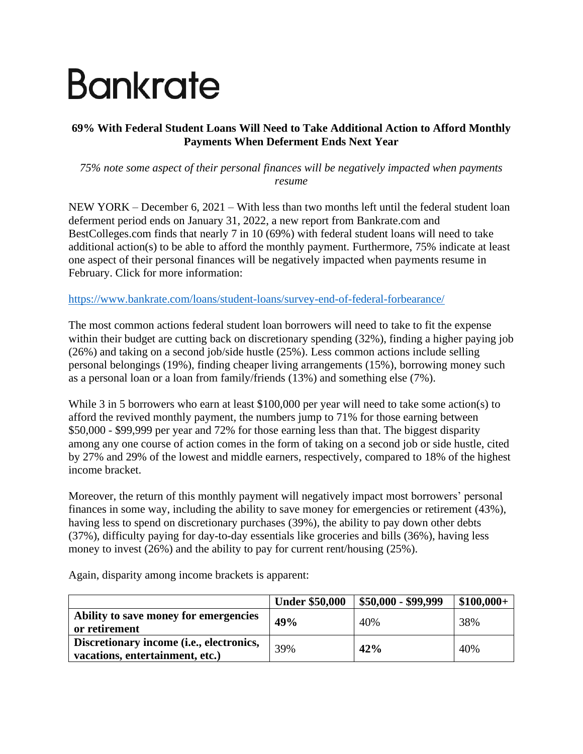# Bankrate

## 69% With Federal Student Loans Will Need to Take Additional Action to Afford Monthly Payments When Deferment Ends Next Year

*75% note some aspect of their personal finances will be negatively impacted when payments resume*

NEW YORK – December 6, 2021 – With less than two months left until the federal student loan deferment period ends on January 31, 2022, a new report from Bankrate.com and BestColleges.com finds that nearly 7 in 10 (69%) with federal student loans will need to take additional action(s) to be able to afford the monthly payment. Furthermore, 75% indicate at least one aspect of their personal finances will be negatively impacted when payments resume in February. Click for more information:

https://www.bankrate.com/loans/student-loans/survey-end-of-federal-forbearance/

The most common actions federal student loan borrowers will need to take to fit the expense within their budget are cutting back on discretionary spending (32%), finding a higher paying job (26%) and taking on a second job/side hustle (25%). Less common actions include selling personal belongings (19%), finding cheaper living arrangements (15%), borrowing money such as a personal loan or a loan from family/friends (13%) and something else (7%).

While 3 in 5 borrowers who earn at least $100,000 per year will need to take some action(s) to afford the revived monthly payment, the numbers jump to 71% for those earning between $50,000 - $99,999 per year and 72% for those earning less than that. The biggest disparity among any one course of action comes in the form of taking on a second job or side hustle, cited by 27% and 29% of the lowest and middle earners, respectively, compared to 18% of the highest income bracket.

Moreover, the return of this monthly payment will negatively impact most borrowers' personal finances in some way, including the ability to save money for emergencies or retirement (43%), having less to spend on discretionary purchases (39%), the ability to pay down other debts (37%), difficulty paying for day-to-day essentials like groceries and bills (36%), having less money to invest (26%) and the ability to pay for current rent/housing (25%).

Again, disparity among income brackets is apparent:

| | Under $50,000 | $50,000 - $99,999 | $100,000+ |
|---|---|---|---|
| **Ability to save money for emergencies or retirement** | **49%** | 40% | 38% |
| **Discretionary income (i.e., electronics, vacations, entertainment, etc.)** | 39% | **42%** | 40% |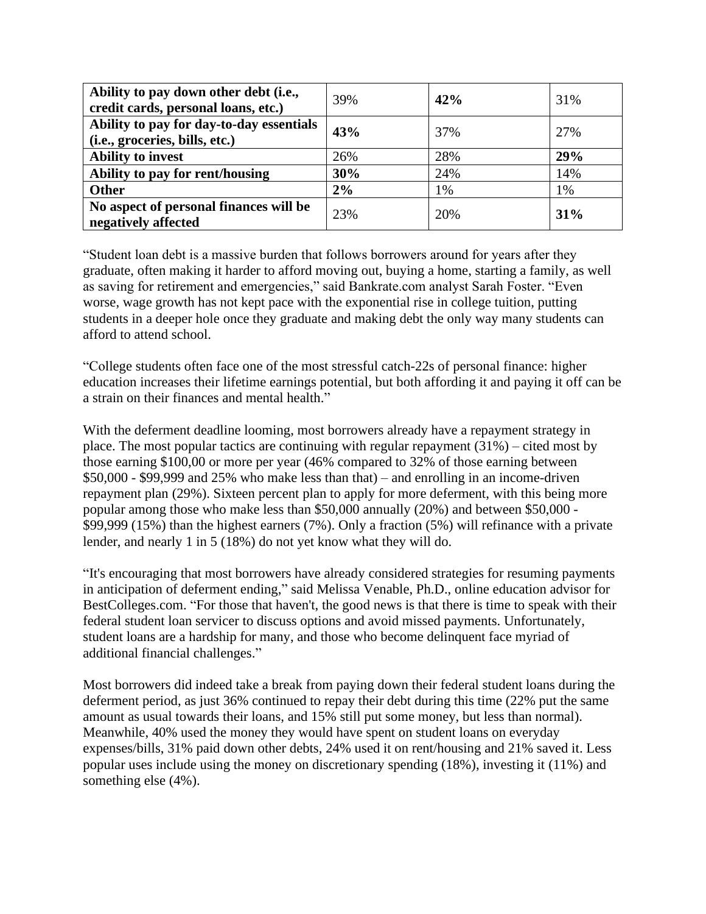| | | | |
|---|---|---|---|
| **Ability to pay down other debt (i.e., credit cards, personal loans, etc.)** | 39% | **42%** | 31% |
| **Ability to pay for day-to-day essentials (i.e., groceries, bills, etc.)** | **43%** | 37% | 27% |
| **Ability to invest** | 26% | 28% | **29%** |
| **Ability to pay for rent/housing** | **30%** | 24% | 14% |
| **Other** | **2%** | 1% | 1% |
| **No aspect of personal finances will be negatively affected** | 23% | 20% | **31%** |

"Student loan debt is a massive burden that follows borrowers around for years after they graduate, often making it harder to afford moving out, buying a home, starting a family, as well as saving for retirement and emergencies," said Bankrate.com analyst Sarah Foster. "Even worse, wage growth has not kept pace with the exponential rise in college tuition, putting students in a deeper hole once they graduate and making debt the only way many students can afford to attend school.

"College students often face one of the most stressful catch-22s of personal finance: higher education increases their lifetime earnings potential, but both affording it and paying it off can be a strain on their finances and mental health."

With the deferment deadline looming, most borrowers already have a repayment strategy in place. The most popular tactics are continuing with regular repayment (31%) – cited most by those earning $100,00 or more per year (46% compared to 32% of those earning between $50,000 - $99,999 and 25% who make less than that) – and enrolling in an income-driven repayment plan (29%). Sixteen percent plan to apply for more deferment, with this being more popular among those who make less than $50,000 annually (20%) and between $50,000 - $99,999 (15%) than the highest earners (7%). Only a fraction (5%) will refinance with a private lender, and nearly 1 in 5 (18%) do not yet know what they will do.

"It's encouraging that most borrowers have already considered strategies for resuming payments in anticipation of deferment ending," said Melissa Venable, Ph.D., online education advisor for BestColleges.com. "For those that haven't, the good news is that there is time to speak with their federal student loan servicer to discuss options and avoid missed payments. Unfortunately, student loans are a hardship for many, and those who become delinquent face myriad of additional financial challenges."

Most borrowers did indeed take a break from paying down their federal student loans during the deferment period, as just 36% continued to repay their debt during this time (22% put the same amount as usual towards their loans, and 15% still put some money, but less than normal). Meanwhile, 40% used the money they would have spent on student loans on everyday expenses/bills, 31% paid down other debts, 24% used it on rent/housing and 21% saved it. Less popular uses include using the money on discretionary spending (18%), investing it (11%) and something else (4%).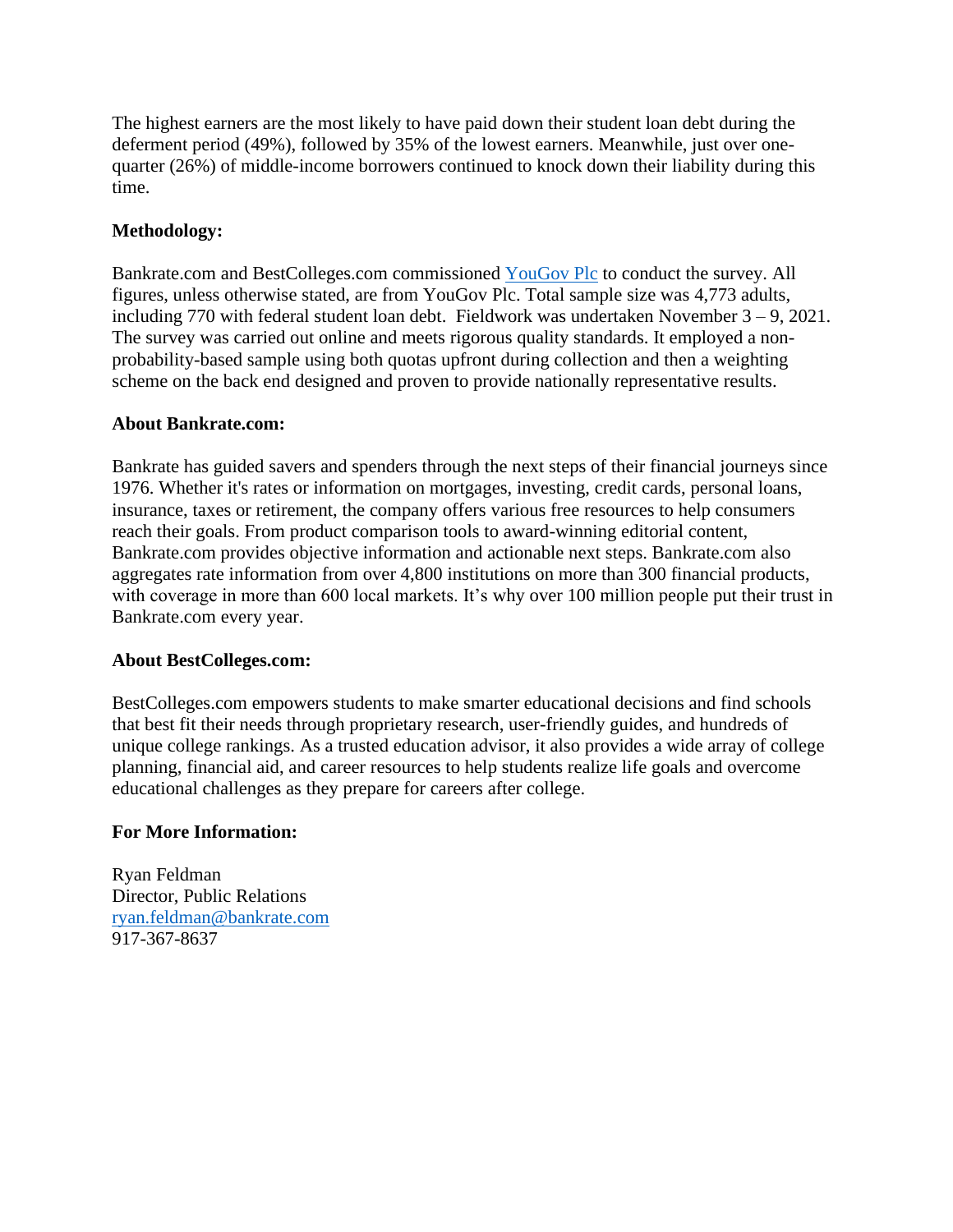The highest earners are the most likely to have paid down their student loan debt during the deferment period (49%), followed by 35% of the lowest earners. Meanwhile, just over one-quarter (26%) of middle-income borrowers continued to knock down their liability during this time.

**Methodology:**

Bankrate.com and BestColleges.com commissioned [YouGov Plc](#) to conduct the survey. All figures, unless otherwise stated, are from YouGov Plc. Total sample size was 4,773 adults, including 770 with federal student loan debt. Fieldwork was undertaken November 3 – 9, 2021. The survey was carried out online and meets rigorous quality standards. It employed a non-probability-based sample using both quotas upfront during collection and then a weighting scheme on the back end designed and proven to provide nationally representative results.

**About Bankrate.com:**

Bankrate has guided savers and spenders through the next steps of their financial journeys since 1976. Whether it's rates or information on mortgages, investing, credit cards, personal loans, insurance, taxes or retirement, the company offers various free resources to help consumers reach their goals. From product comparison tools to award-winning editorial content, Bankrate.com provides objective information and actionable next steps. Bankrate.com also aggregates rate information from over 4,800 institutions on more than 300 financial products, with coverage in more than 600 local markets. It's why over 100 million people put their trust in Bankrate.com every year.

**About BestColleges.com:**

BestColleges.com empowers students to make smarter educational decisions and find schools that best fit their needs through proprietary research, user-friendly guides, and hundreds of unique college rankings. As a trusted education advisor, it also provides a wide array of college planning, financial aid, and career resources to help students realize life goals and overcome educational challenges as they prepare for careers after college.

**For More Information:**

Ryan Feldman
Director, Public Relations
ryan.feldman@bankrate.com
917-367-8637